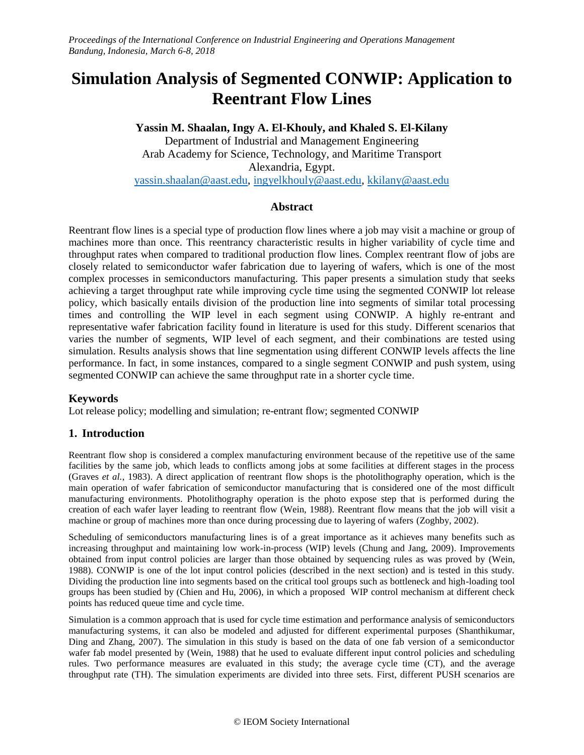# Simulation Analysis of Segmented CONWIP: Application to Reentrant Flow Lines

**Yassin M. Shaalan, Ingy A. El-Khouly, and Khaled S. El-Kilany**

Department of Industrial and Management Engineering
Arab Academy for Science, Technology, and Maritime Transport
Alexandria, Egypt.
yassin.shaalan@aast.edu, ingyelkhouly@aast.edu, kkilany@aast.edu

## Abstract

Reentrant flow lines is a special type of production flow lines where a job may visit a machine or group of machines more than once. This reentrancy characteristic results in higher variability of cycle time and throughput rates when compared to traditional production flow lines. Complex reentrant flow of jobs are closely related to semiconductor wafer fabrication due to layering of wafers, which is one of the most complex processes in semiconductors manufacturing. This paper presents a simulation study that seeks achieving a target throughput rate while improving cycle time using the segmented CONWIP lot release policy, which basically entails division of the production line into segments of similar total processing times and controlling the WIP level in each segment using CONWIP. A highly re-entrant and representative wafer fabrication facility found in literature is used for this study. Different scenarios that varies the number of segments, WIP level of each segment, and their combinations are tested using simulation. Results analysis shows that line segmentation using different CONWIP levels affects the line performance. In fact, in some instances, compared to a single segment CONWIP and push system, using segmented CONWIP can achieve the same throughput rate in a shorter cycle time.

## Keywords

Lot release policy; modelling and simulation; re-entrant flow; segmented CONWIP

## 1. Introduction

Reentrant flow shop is considered a complex manufacturing environment because of the repetitive use of the same facilities by the same job, which leads to conflicts among jobs at some facilities at different stages in the process (Graves *et al.*, 1983). A direct application of reentrant flow shops is the photolithography operation, which is the main operation of wafer fabrication of semiconductor manufacturing that is considered one of the most difficult manufacturing environments. Photolithography operation is the photo expose step that is performed during the creation of each wafer layer leading to reentrant flow (Wein, 1988). Reentrant flow means that the job will visit a machine or group of machines more than once during processing due to layering of wafers (Zoghby, 2002).

Scheduling of semiconductors manufacturing lines is of a great importance as it achieves many benefits such as increasing throughput and maintaining low work-in-process (WIP) levels (Chung and Jang, 2009). Improvements obtained from input control policies are larger than those obtained by sequencing rules as was proved by (Wein, 1988). CONWIP is one of the lot input control policies (described in the next section) and is tested in this study. Dividing the production line into segments based on the critical tool groups such as bottleneck and high-loading tool groups has been studied by (Chien and Hu, 2006), in which a proposed WIP control mechanism at different check points has reduced queue time and cycle time.

Simulation is a common approach that is used for cycle time estimation and performance analysis of semiconductors manufacturing systems, it can also be modeled and adjusted for different experimental purposes (Shanthikumar, Ding and Zhang, 2007). The simulation in this study is based on the data of one fab version of a semiconductor wafer fab model presented by (Wein, 1988) that he used to evaluate different input control policies and scheduling rules. Two performance measures are evaluated in this study; the average cycle time (CT), and the average throughput rate (TH). The simulation experiments are divided into three sets. First, different PUSH scenarios are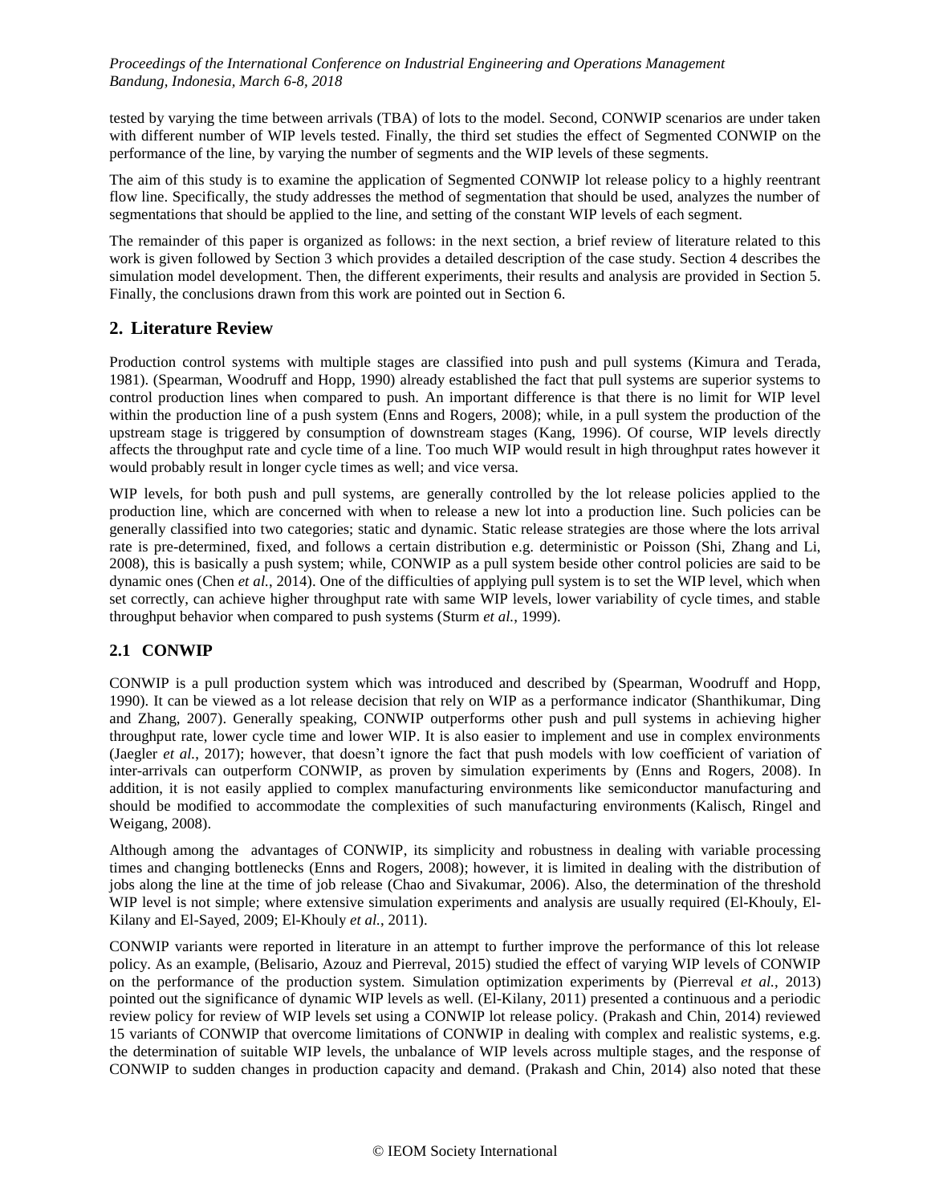tested by varying the time between arrivals (TBA) of lots to the model. Second, CONWIP scenarios are under taken with different number of WIP levels tested. Finally, the third set studies the effect of Segmented CONWIP on the performance of the line, by varying the number of segments and the WIP levels of these segments.

The aim of this study is to examine the application of Segmented CONWIP lot release policy to a highly reentrant flow line. Specifically, the study addresses the method of segmentation that should be used, analyzes the number of segmentations that should be applied to the line, and setting of the constant WIP levels of each segment.

The remainder of this paper is organized as follows: in the next section, a brief review of literature related to this work is given followed by Section 3 which provides a detailed description of the case study. Section 4 describes the simulation model development. Then, the different experiments, their results and analysis are provided in Section 5. Finally, the conclusions drawn from this work are pointed out in Section 6.

## 2. Literature Review

Production control systems with multiple stages are classified into push and pull systems (Kimura and Terada, 1981). (Spearman, Woodruff and Hopp, 1990) already established the fact that pull systems are superior systems to control production lines when compared to push. An important difference is that there is no limit for WIP level within the production line of a push system (Enns and Rogers, 2008); while, in a pull system the production of the upstream stage is triggered by consumption of downstream stages (Kang, 1996). Of course, WIP levels directly affects the throughput rate and cycle time of a line. Too much WIP would result in high throughput rates however it would probably result in longer cycle times as well; and vice versa.

WIP levels, for both push and pull systems, are generally controlled by the lot release policies applied to the production line, which are concerned with when to release a new lot into a production line. Such policies can be generally classified into two categories; static and dynamic. Static release strategies are those where the lots arrival rate is pre-determined, fixed, and follows a certain distribution e.g. deterministic or Poisson (Shi, Zhang and Li, 2008), this is basically a push system; while, CONWIP as a pull system beside other control policies are said to be dynamic ones (Chen *et al.*, 2014). One of the difficulties of applying pull system is to set the WIP level, which when set correctly, can achieve higher throughput rate with same WIP levels, lower variability of cycle times, and stable throughput behavior when compared to push systems (Sturm *et al.*, 1999).

### 2.1 CONWIP

CONWIP is a pull production system which was introduced and described by (Spearman, Woodruff and Hopp, 1990). It can be viewed as a lot release decision that rely on WIP as a performance indicator (Shanthikumar, Ding and Zhang, 2007). Generally speaking, CONWIP outperforms other push and pull systems in achieving higher throughput rate, lower cycle time and lower WIP. It is also easier to implement and use in complex environments (Jaegler *et al.*, 2017); however, that doesn't ignore the fact that push models with low coefficient of variation of inter-arrivals can outperform CONWIP, as proven by simulation experiments by (Enns and Rogers, 2008). In addition, it is not easily applied to complex manufacturing environments like semiconductor manufacturing and should be modified to accommodate the complexities of such manufacturing environments (Kalisch, Ringel and Weigang, 2008).

Although among the advantages of CONWIP, its simplicity and robustness in dealing with variable processing times and changing bottlenecks (Enns and Rogers, 2008); however, it is limited in dealing with the distribution of jobs along the line at the time of job release (Chao and Sivakumar, 2006). Also, the determination of the threshold WIP level is not simple; where extensive simulation experiments and analysis are usually required (El-Khouly, El-Kilany and El-Sayed, 2009; El-Khouly *et al.*, 2011).

CONWIP variants were reported in literature in an attempt to further improve the performance of this lot release policy. As an example, (Belisario, Azouz and Pierreval, 2015) studied the effect of varying WIP levels of CONWIP on the performance of the production system. Simulation optimization experiments by (Pierreval *et al.*, 2013) pointed out the significance of dynamic WIP levels as well. (El-Kilany, 2011) presented a continuous and a periodic review policy for review of WIP levels set using a CONWIP lot release policy. (Prakash and Chin, 2014) reviewed 15 variants of CONWIP that overcome limitations of CONWIP in dealing with complex and realistic systems, e.g. the determination of suitable WIP levels, the unbalance of WIP levels across multiple stages, and the response of CONWIP to sudden changes in production capacity and demand. (Prakash and Chin, 2014) also noted that these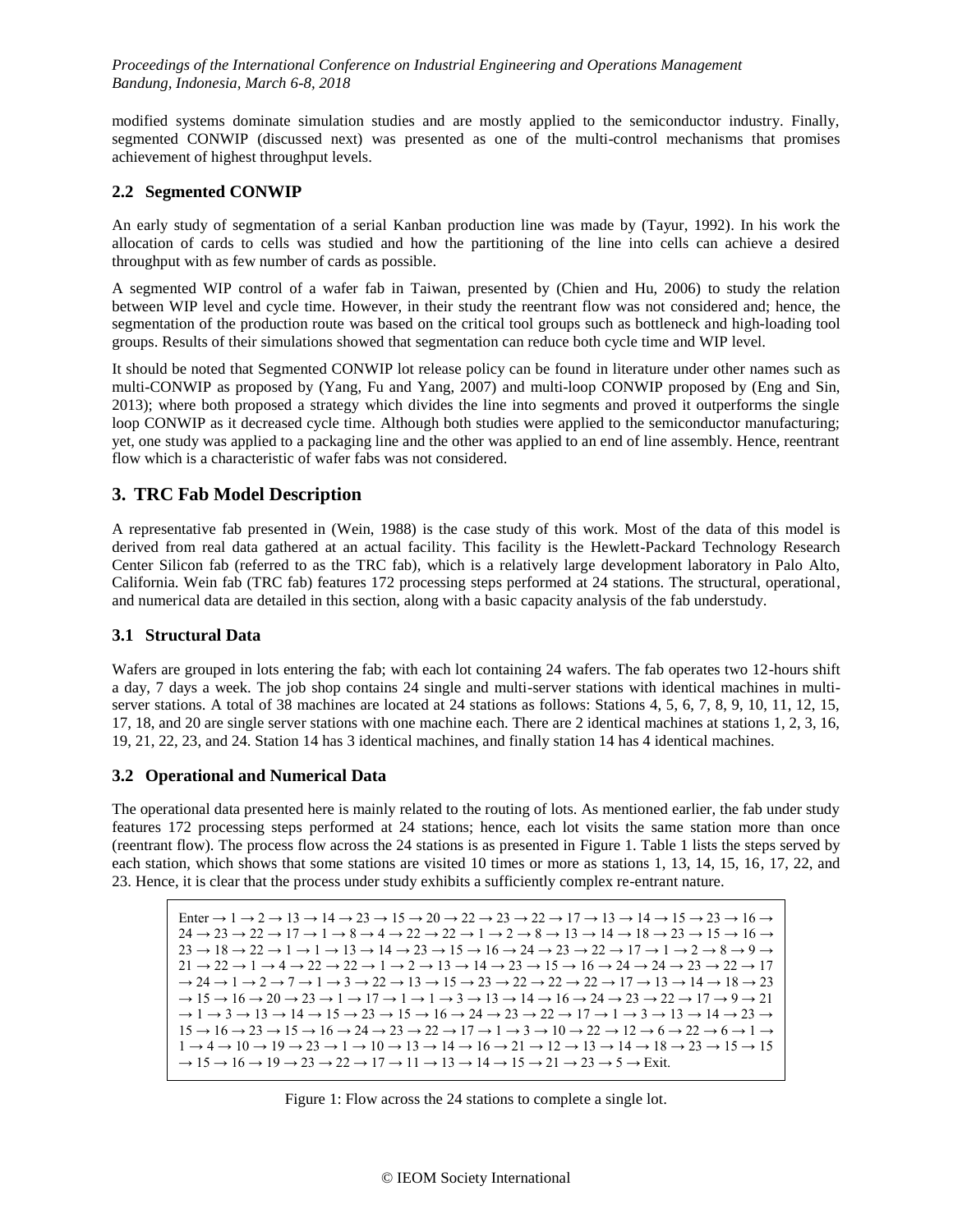modified systems dominate simulation studies and are mostly applied to the semiconductor industry. Finally, segmented CONWIP (discussed next) was presented as one of the multi-control mechanisms that promises achievement of highest throughput levels.

### 2.2 Segmented CONWIP

An early study of segmentation of a serial Kanban production line was made by (Tayur, 1992). In his work the allocation of cards to cells was studied and how the partitioning of the line into cells can achieve a desired throughput with as few number of cards as possible.

A segmented WIP control of a wafer fab in Taiwan, presented by (Chien and Hu, 2006) to study the relation between WIP level and cycle time. However, in their study the reentrant flow was not considered and; hence, the segmentation of the production route was based on the critical tool groups such as bottleneck and high-loading tool groups. Results of their simulations showed that segmentation can reduce both cycle time and WIP level.

It should be noted that Segmented CONWIP lot release policy can be found in literature under other names such as multi-CONWIP as proposed by (Yang, Fu and Yang, 2007) and multi-loop CONWIP proposed by (Eng and Sin, 2013); where both proposed a strategy which divides the line into segments and proved it outperforms the single loop CONWIP as it decreased cycle time. Although both studies were applied to the semiconductor manufacturing; yet, one study was applied to a packaging line and the other was applied to an end of line assembly. Hence, reentrant flow which is a characteristic of wafer fabs was not considered.

## 3. TRC Fab Model Description

A representative fab presented in (Wein, 1988) is the case study of this work. Most of the data of this model is derived from real data gathered at an actual facility. This facility is the Hewlett-Packard Technology Research Center Silicon fab (referred to as the TRC fab), which is a relatively large development laboratory in Palo Alto, California. Wein fab (TRC fab) features 172 processing steps performed at 24 stations. The structural, operational, and numerical data are detailed in this section, along with a basic capacity analysis of the fab understudy.

### 3.1 Structural Data

Wafers are grouped in lots entering the fab; with each lot containing 24 wafers. The fab operates two 12-hours shift a day, 7 days a week. The job shop contains 24 single and multi-server stations with identical machines in multi-server stations. A total of 38 machines are located at 24 stations as follows: Stations 4, 5, 6, 7, 8, 9, 10, 11, 12, 15, 17, 18, and 20 are single server stations with one machine each. There are 2 identical machines at stations 1, 2, 3, 16, 19, 21, 22, 23, and 24. Station 14 has 3 identical machines, and finally station 14 has 4 identical machines.

### 3.2 Operational and Numerical Data

The operational data presented here is mainly related to the routing of lots. As mentioned earlier, the fab under study features 172 processing steps performed at 24 stations; hence, each lot visits the same station more than once (reentrant flow). The process flow across the 24 stations is as presented in Figure 1. Table 1 lists the steps served by each station, which shows that some stations are visited 10 times or more as stations 1, 13, 14, 15, 16, 17, 22, and 23. Hence, it is clear that the process under study exhibits a sufficiently complex re-entrant nature.

Enter → 1 → 2 → 13 → 14 → 23 → 15 → 20 → 22 → 23 → 22 → 17 → 13 → 14 → 15 → 23 → 16 → 24 → 23 → 22 → 17 → 1 → 8 → 4 → 22 → 22 → 1 → 2 → 8 → 13 → 14 → 18 → 23 → 15 → 16 → 23 → 18 → 22 → 1 → 1 → 13 → 14 → 23 → 15 → 16 → 24 → 23 → 22 → 17 → 1 → 2 → 8 → 9 → 21 → 22 → 1 → 4 → 22 → 22 → 1 → 2 → 13 → 14 → 23 → 15 → 16 → 24 → 24 → 23 → 22 → 17 → 24 → 1 → 2 → 7 → 1 → 3 → 22 → 13 → 15 → 23 → 22 → 22 → 22 → 17 → 13 → 14 → 18 → 23 → 15 → 16 → 20 → 23 → 1 → 17 → 1 → 1 → 3 → 13 → 14 → 16 → 24 → 23 → 22 → 17 → 9 → 21 → 1 → 3 → 13 → 14 → 15 → 23 → 15 → 16 → 24 → 23 → 22 → 17 → 1 → 3 → 13 → 14 → 23 → 15 → 16 → 23 → 15 → 16 → 24 → 23 → 22 → 17 → 1 → 3 → 10 → 22 → 12 → 6 → 22 → 6 → 1 → 1 → 4 → 10 → 19 → 23 → 1 → 10 → 13 → 14 → 16 → 21 → 12 → 13 → 14 → 18 → 23 → 15 → 15 → 15 → 16 → 19 → 23 → 22 → 17 → 11 → 13 → 14 → 15 → 21 → 23 → 5 → Exit.

Figure 1: Flow across the 24 stations to complete a single lot.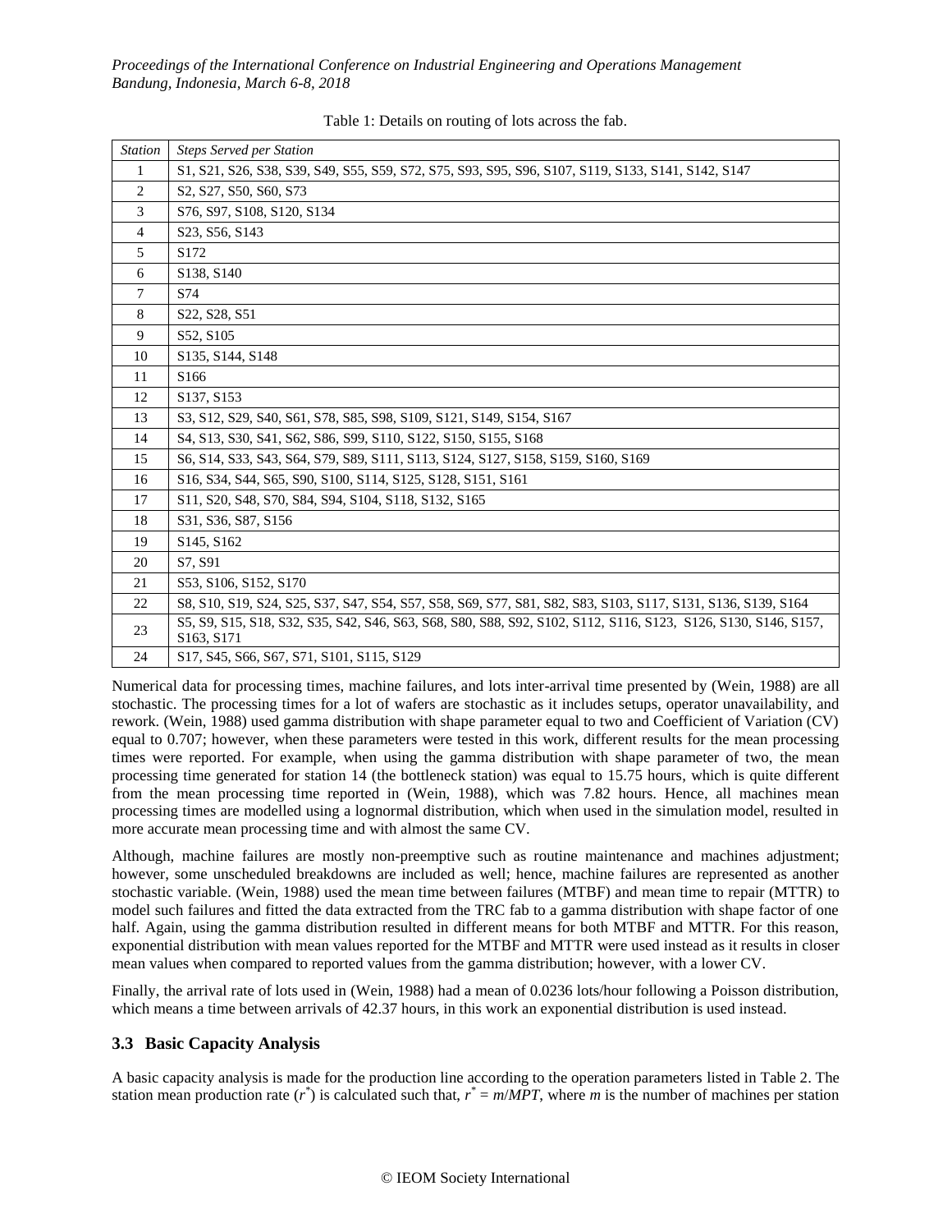Table 1: Details on routing of lots across the fab.

| *Station* | *Steps Served per Station* |
|---|---|
| 1 | S1, S21, S26, S38, S39, S49, S55, S59, S72, S75, S93, S95, S96, S107, S119, S133, S141, S142, S147 |
| 2 | S2, S27, S50, S60, S73 |
| 3 | S76, S97, S108, S120, S134 |
| 4 | S23, S56, S143 |
| 5 | S172 |
| 6 | S138, S140 |
| 7 | S74 |
| 8 | S22, S28, S51 |
| 9 | S52, S105 |
| 10 | S135, S144, S148 |
| 11 | S166 |
| 12 | S137, S153 |
| 13 | S3, S12, S29, S40, S61, S78, S85, S98, S109, S121, S149, S154, S167 |
| 14 | S4, S13, S30, S41, S62, S86, S99, S110, S122, S150, S155, S168 |
| 15 | S6, S14, S33, S43, S64, S79, S89, S111, S113, S124, S127, S158, S159, S160, S169 |
| 16 | S16, S34, S44, S65, S90, S100, S114, S125, S128, S151, S161 |
| 17 | S11, S20, S48, S70, S84, S94, S104, S118, S132, S165 |
| 18 | S31, S36, S87, S156 |
| 19 | S145, S162 |
| 20 | S7, S91 |
| 21 | S53, S106, S152, S170 |
| 22 | S8, S10, S19, S24, S25, S37, S47, S54, S57, S58, S69, S77, S81, S82, S83, S103, S117, S131, S136, S139, S164 |
| 23 | S5, S9, S15, S18, S32, S35, S42, S46, S63, S68, S80, S88, S92, S102, S112, S116, S123, S126, S130, S146, S157, S163, S171 |
| 24 | S17, S45, S66, S67, S71, S101, S115, S129 |

Numerical data for processing times, machine failures, and lots inter-arrival time presented by (Wein, 1988) are all stochastic. The processing times for a lot of wafers are stochastic as it includes setups, operator unavailability, and rework. (Wein, 1988) used gamma distribution with shape parameter equal to two and Coefficient of Variation (CV) equal to 0.707; however, when these parameters were tested in this work, different results for the mean processing times were reported. For example, when using the gamma distribution with shape parameter of two, the mean processing time generated for station 14 (the bottleneck station) was equal to 15.75 hours, which is quite different from the mean processing time reported in (Wein, 1988), which was 7.82 hours. Hence, all machines mean processing times are modelled using a lognormal distribution, which when used in the simulation model, resulted in more accurate mean processing time and with almost the same CV.

Although, machine failures are mostly non-preemptive such as routine maintenance and machines adjustment; however, some unscheduled breakdowns are included as well; hence, machine failures are represented as another stochastic variable. (Wein, 1988) used the mean time between failures (MTBF) and mean time to repair (MTTR) to model such failures and fitted the data extracted from the TRC fab to a gamma distribution with shape factor of one half. Again, using the gamma distribution resulted in different means for both MTBF and MTTR. For this reason, exponential distribution with mean values reported for the MTBF and MTTR were used instead as it results in closer mean values when compared to reported values from the gamma distribution; however, with a lower CV.

Finally, the arrival rate of lots used in (Wein, 1988) had a mean of 0.0236 lots/hour following a Poisson distribution, which means a time between arrivals of 42.37 hours, in this work an exponential distribution is used instead.

### 3.3 Basic Capacity Analysis

A basic capacity analysis is made for the production line according to the operation parameters listed in Table 2. The station mean production rate ($r^*$) is calculated such that, $r^* = m/MPT$, where $m$ is the number of machines per station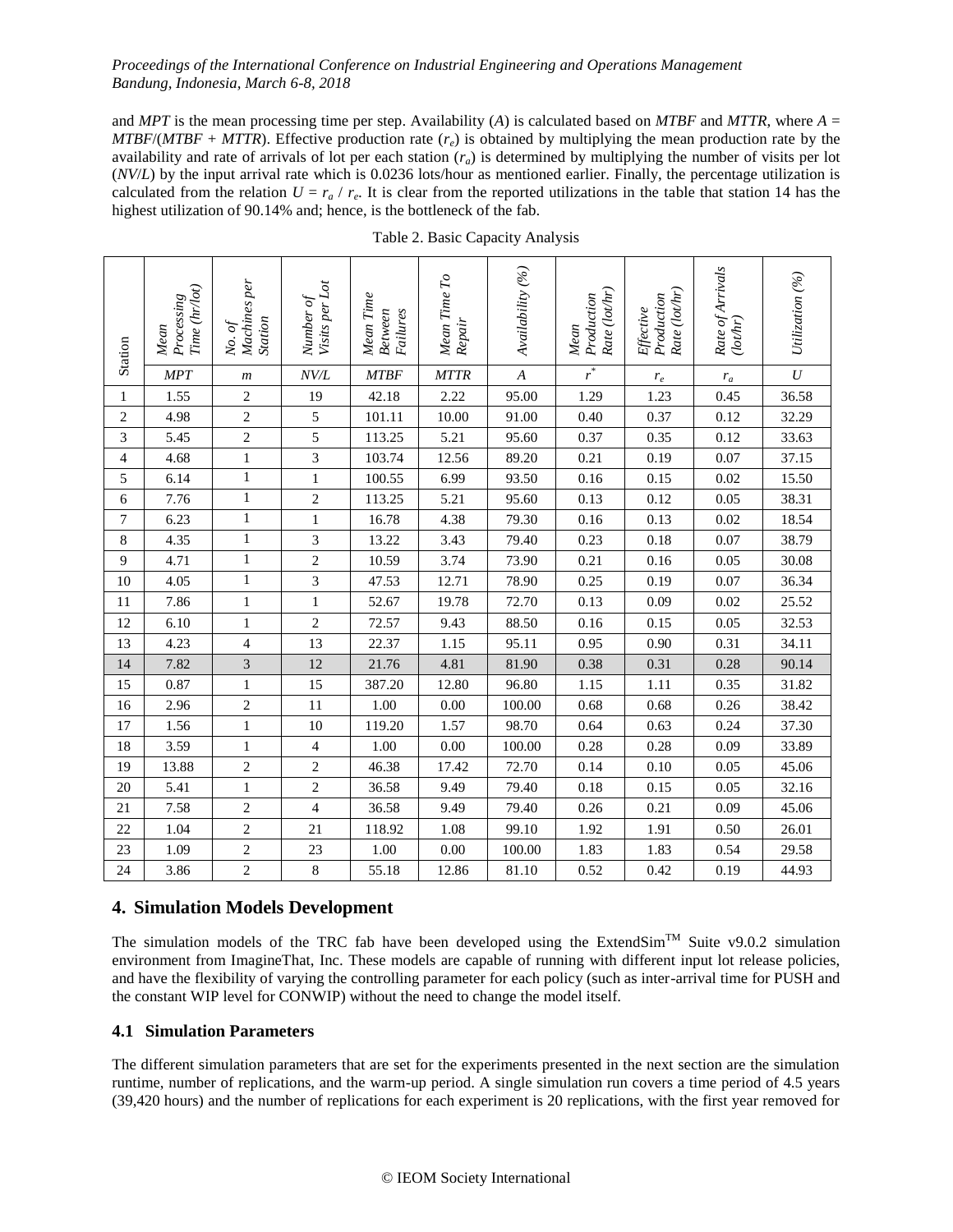and *MPT* is the mean processing time per step. Availability ($A$) is calculated based on *MTBF* and *MTTR*, where $A = MTBF/(MTBF + MTTR)$. Effective production rate ($r_e$) is obtained by multiplying the mean production rate by the availability and rate of arrivals of lot per each station ($r_a$) is determined by multiplying the number of visits per lot (*NV/L*) by the input arrival rate which is 0.0236 lots/hour as mentioned earlier. Finally, the percentage utilization is calculated from the relation $U = r_a / r_e$. It is clear from the reported utilizations in the table that station 14 has the highest utilization of 90.14% and; hence, is the bottleneck of the fab.

Table 2. Basic Capacity Analysis

| Station | *Mean Processing Time (hr/lot)* | *No. of Machines per Station* | *Number of Visits per Lot* | *Mean Time Between Failures* | *Mean Time To Repair* | *Availability (%)* | *Mean Production Rate (lot/hr)* | *Effective Production Rate (lot/hr)* | *Rate of Arrivals (lot/hr)* | *Utilization (%)* |
|---|---|---|---|---|---|---|---|---|---|---|
| | *MPT* | $m$ | *NV/L* | *MTBF* | *MTTR* | $A$ | $r^*$ | $r_e$ | $r_a$ | $U$ |
| 1 | 1.55 | 2 | 19 | 42.18 | 2.22 | 95.00 | 1.29 | 1.23 | 0.45 | 36.58 |
| 2 | 4.98 | 2 | 5 | 101.11 | 10.00 | 91.00 | 0.40 | 0.37 | 0.12 | 32.29 |
| 3 | 5.45 | 2 | 5 | 113.25 | 5.21 | 95.60 | 0.37 | 0.35 | 0.12 | 33.63 |
| 4 | 4.68 | 1 | 3 | 103.74 | 12.56 | 89.20 | 0.21 | 0.19 | 0.07 | 37.15 |
| 5 | 6.14 | 1 | 1 | 100.55 | 6.99 | 93.50 | 0.16 | 0.15 | 0.02 | 15.50 |
| 6 | 7.76 | 1 | 2 | 113.25 | 5.21 | 95.60 | 0.13 | 0.12 | 0.05 | 38.31 |
| 7 | 6.23 | 1 | 1 | 16.78 | 4.38 | 79.30 | 0.16 | 0.13 | 0.02 | 18.54 |
| 8 | 4.35 | 1 | 3 | 13.22 | 3.43 | 79.40 | 0.23 | 0.18 | 0.07 | 38.79 |
| 9 | 4.71 | 1 | 2 | 10.59 | 3.74 | 73.90 | 0.21 | 0.16 | 0.05 | 30.08 |
| 10 | 4.05 | 1 | 3 | 47.53 | 12.71 | 78.90 | 0.25 | 0.19 | 0.07 | 36.34 |
| 11 | 7.86 | 1 | 1 | 52.67 | 19.78 | 72.70 | 0.13 | 0.09 | 0.02 | 25.52 |
| 12 | 6.10 | 1 | 2 | 72.57 | 9.43 | 88.50 | 0.16 | 0.15 | 0.05 | 32.53 |
| 13 | 4.23 | 4 | 13 | 22.37 | 1.15 | 95.11 | 0.95 | 0.90 | 0.31 | 34.11 |
| 14 | 7.82 | 3 | 12 | 21.76 | 4.81 | 81.90 | 0.38 | 0.31 | 0.28 | 90.14 |
| 15 | 0.87 | 1 | 15 | 387.20 | 12.80 | 96.80 | 1.15 | 1.11 | 0.35 | 31.82 |
| 16 | 2.96 | 2 | 11 | 1.00 | 0.00 | 100.00 | 0.68 | 0.68 | 0.26 | 38.42 |
| 17 | 1.56 | 1 | 10 | 119.20 | 1.57 | 98.70 | 0.64 | 0.63 | 0.24 | 37.30 |
| 18 | 3.59 | 1 | 4 | 1.00 | 0.00 | 100.00 | 0.28 | 0.28 | 0.09 | 33.89 |
| 19 | 13.88 | 2 | 2 | 46.38 | 17.42 | 72.70 | 0.14 | 0.10 | 0.05 | 45.06 |
| 20 | 5.41 | 1 | 2 | 36.58 | 9.49 | 79.40 | 0.18 | 0.15 | 0.05 | 32.16 |
| 21 | 7.58 | 2 | 4 | 36.58 | 9.49 | 79.40 | 0.26 | 0.21 | 0.09 | 45.06 |
| 22 | 1.04 | 2 | 21 | 118.92 | 1.08 | 99.10 | 1.92 | 1.91 | 0.50 | 26.01 |
| 23 | 1.09 | 2 | 23 | 1.00 | 0.00 | 100.00 | 1.83 | 1.83 | 0.54 | 29.58 |
| 24 | 3.86 | 2 | 8 | 55.18 | 12.86 | 81.10 | 0.52 | 0.42 | 0.19 | 44.93 |

## 4. Simulation Models Development

The simulation models of the TRC fab have been developed using the ExtendSim™ Suite v9.0.2 simulation environment from ImagineThat, Inc. These models are capable of running with different input lot release policies, and have the flexibility of varying the controlling parameter for each policy (such as inter-arrival time for PUSH and the constant WIP level for CONWIP) without the need to change the model itself.

### 4.1 Simulation Parameters

The different simulation parameters that are set for the experiments presented in the next section are the simulation runtime, number of replications, and the warm-up period. A single simulation run covers a time period of 4.5 years (39,420 hours) and the number of replications for each experiment is 20 replications, with the first year removed for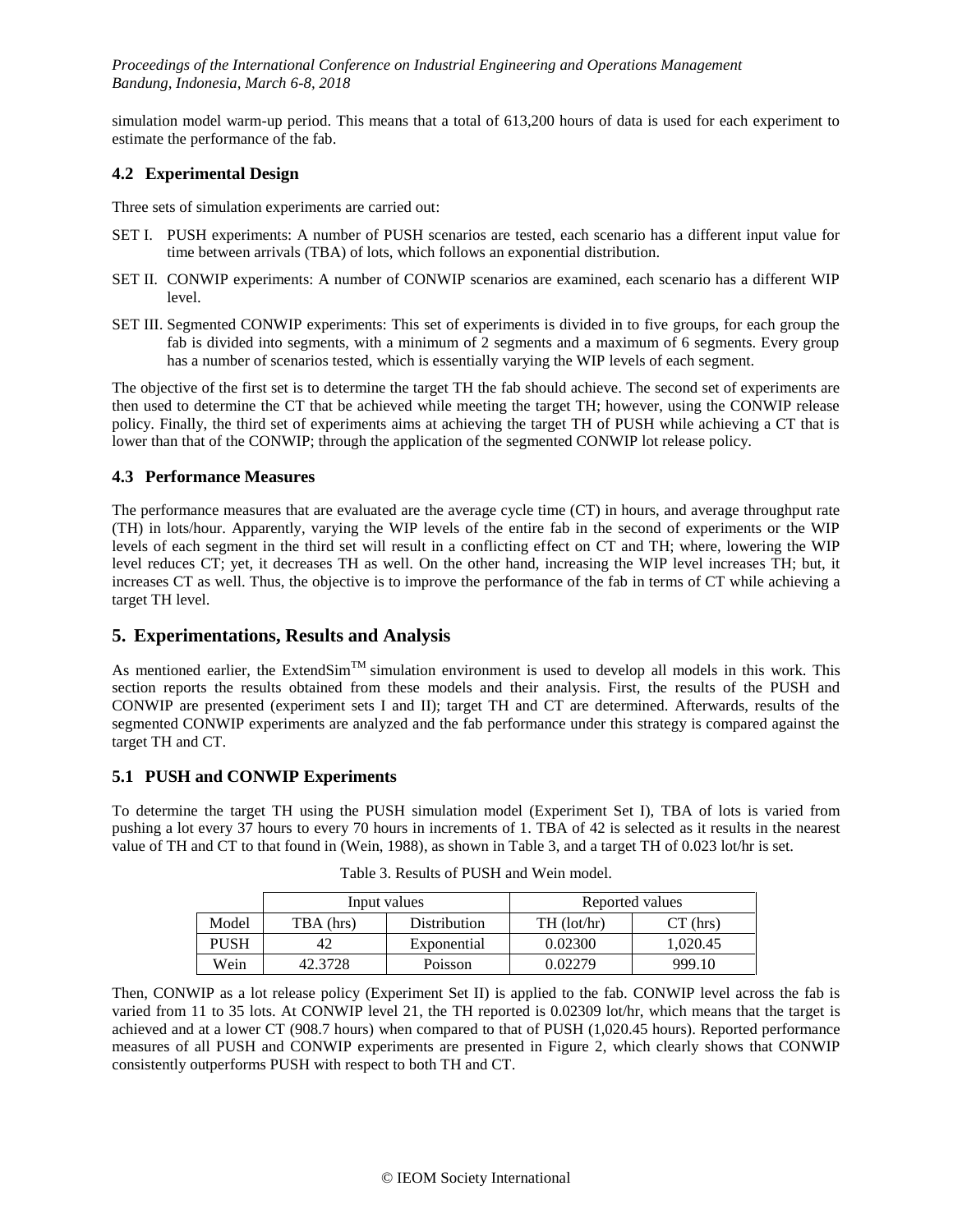simulation model warm-up period. This means that a total of 613,200 hours of data is used for each experiment to estimate the performance of the fab.

### 4.2 Experimental Design

Three sets of simulation experiments are carried out:

SET I. PUSH experiments: A number of PUSH scenarios are tested, each scenario has a different input value for time between arrivals (TBA) of lots, which follows an exponential distribution.

SET II. CONWIP experiments: A number of CONWIP scenarios are examined, each scenario has a different WIP level.

SET III. Segmented CONWIP experiments: This set of experiments is divided in to five groups, for each group the fab is divided into segments, with a minimum of 2 segments and a maximum of 6 segments. Every group has a number of scenarios tested, which is essentially varying the WIP levels of each segment.

The objective of the first set is to determine the target TH the fab should achieve. The second set of experiments are then used to determine the CT that be achieved while meeting the target TH; however, using the CONWIP release policy. Finally, the third set of experiments aims at achieving the target TH of PUSH while achieving a CT that is lower than that of the CONWIP; through the application of the segmented CONWIP lot release policy.

### 4.3 Performance Measures

The performance measures that are evaluated are the average cycle time (CT) in hours, and average throughput rate (TH) in lots/hour. Apparently, varying the WIP levels of the entire fab in the second of experiments or the WIP levels of each segment in the third set will result in a conflicting effect on CT and TH; where, lowering the WIP level reduces CT; yet, it decreases TH as well. On the other hand, increasing the WIP level increases TH; but, it increases CT as well. Thus, the objective is to improve the performance of the fab in terms of CT while achieving a target TH level.

## 5. Experimentations, Results and Analysis

As mentioned earlier, the ExtendSim™ simulation environment is used to develop all models in this work. This section reports the results obtained from these models and their analysis. First, the results of the PUSH and CONWIP are presented (experiment sets I and II); target TH and CT are determined. Afterwards, results of the segmented CONWIP experiments are analyzed and the fab performance under this strategy is compared against the target TH and CT.

### 5.1 PUSH and CONWIP Experiments

To determine the target TH using the PUSH simulation model (Experiment Set I), TBA of lots is varied from pushing a lot every 37 hours to every 70 hours in increments of 1. TBA of 42 is selected as it results in the nearest value of TH and CT to that found in (Wein, 1988), as shown in Table 3, and a target TH of 0.023 lot/hr is set.

Table 3. Results of PUSH and Wein model.

| | Input values | | Reported values | |
|---|---|---|---|---|
| Model | TBA (hrs) | Distribution | TH (lot/hr) | CT (hrs) |
| PUSH | 42 | Exponential | 0.02300 | 1,020.45 |
| Wein | 42.3728 | Poisson | 0.02279 | 999.10 |

Then, CONWIP as a lot release policy (Experiment Set II) is applied to the fab. CONWIP level across the fab is varied from 11 to 35 lots. At CONWIP level 21, the TH reported is 0.02309 lot/hr, which means that the target is achieved and at a lower CT (908.7 hours) when compared to that of PUSH (1,020.45 hours). Reported performance measures of all PUSH and CONWIP experiments are presented in Figure 2, which clearly shows that CONWIP consistently outperforms PUSH with respect to both TH and CT.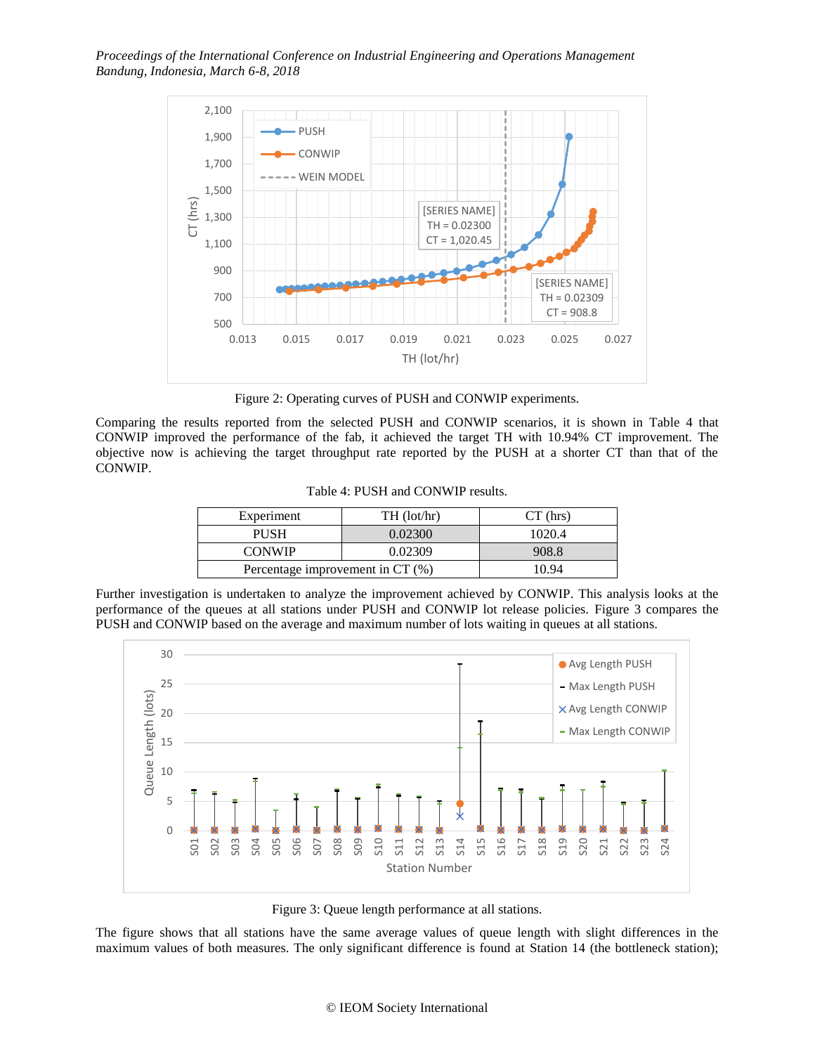Figure 2: Operating curves of PUSH and CONWIP experiments.

Comparing the results reported from the selected PUSH and CONWIP scenarios, it is shown in Table 4 that CONWIP improved the performance of the fab, it achieved the target TH with 10.94% CT improvement. The objective now is achieving the target throughput rate reported by the PUSH at a shorter CT than that of the CONWIP.

Table 4: PUSH and CONWIP results.

| Experiment | TH (lot/hr) | CT (hrs) |
|---|---|---|
| PUSH | 0.02300 | 1020.4 |
| CONWIP | 0.02309 | 908.8 |
| Percentage improvement in CT (%) | | 10.94 |

Further investigation is undertaken to analyze the improvement achieved by CONWIP. This analysis looks at the performance of the queues at all stations under PUSH and CONWIP lot release policies. Figure 3 compares the PUSH and CONWIP based on the average and maximum number of lots waiting in queues at all stations.

Figure 3: Queue length performance at all stations.

The figure shows that all stations have the same average values of queue length with slight differences in the maximum values of both measures. The only significant difference is found at Station 14 (the bottleneck station);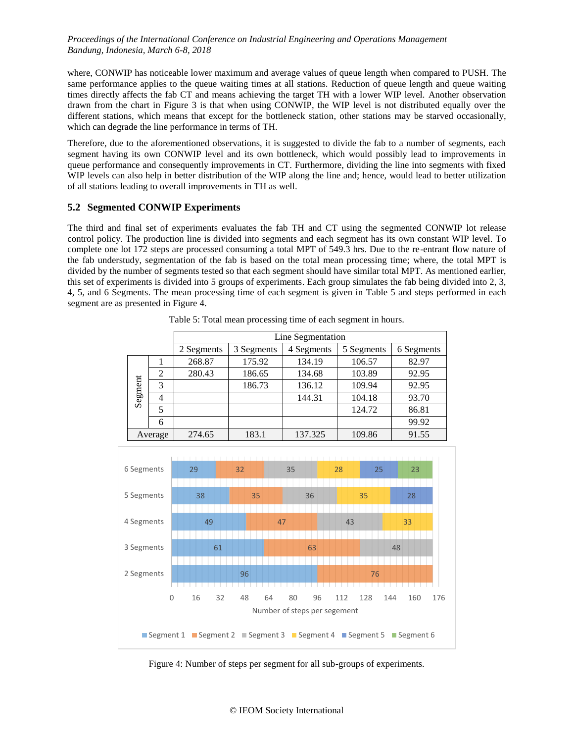where, CONWIP has noticeable lower maximum and average values of queue length when compared to PUSH. The same performance applies to the queue waiting times at all stations. Reduction of queue length and queue waiting times directly affects the fab CT and means achieving the target TH with a lower WIP level. Another observation drawn from the chart in Figure 3 is that when using CONWIP, the WIP level is not distributed equally over the different stations, which means that except for the bottleneck station, other stations may be starved occasionally, which can degrade the line performance in terms of TH.

Therefore, due to the aforementioned observations, it is suggested to divide the fab to a number of segments, each segment having its own CONWIP level and its own bottleneck, which would possibly lead to improvements in queue performance and consequently improvements in CT. Furthermore, dividing the line into segments with fixed WIP levels can also help in better distribution of the WIP along the line and; hence, would lead to better utilization of all stations leading to overall improvements in TH as well.

## 5.2 Segmented CONWIP Experiments

The third and final set of experiments evaluates the fab TH and CT using the segmented CONWIP lot release control policy. The production line is divided into segments and each segment has its own constant WIP level. To complete one lot 172 steps are processed consuming a total MPT of 549.3 hrs. Due to the re-entrant flow nature of the fab understudy, segmentation of the fab is based on the total mean processing time; where, the total MPT is divided by the number of segments tested so that each segment should have similar total MPT. As mentioned earlier, this set of experiments is divided into 5 groups of experiments. Each group simulates the fab being divided into 2, 3, 4, 5, and 6 Segments. The mean processing time of each segment is given in Table 5 and steps performed in each segment are as presented in Figure 4.

Table 5: Total mean processing time of each segment in hours.

| | | Line Segmentation | | | | |
|---|---|---|---|---|---|---|
| | | 2 Segments | 3 Segments | 4 Segments | 5 Segments | 6 Segments |
| Segment | 1 | 268.87 | 175.92 | 134.19 | 106.57 | 82.97 |
| | 2 | 280.43 | 186.65 | 134.68 | 103.89 | 92.95 |
| | 3 | | 186.73 | 136.12 | 109.94 | 92.95 |
| | 4 | | | 144.31 | 104.18 | 93.70 |
| | 5 | | | | 124.72 | 86.81 |
| | 6 | | | | | 99.92 |
| Average | | 274.65 | 183.1 | 137.325 | 109.86 | 91.55 |

| | Segment 1 | Segment 2 | Segment 3 | Segment 4 | Segment 5 | Segment 6 |
|---|---|---|---|---|---|---|
| 6 Segments | 29 | 32 | 35 | 28 | 25 | 23 |
| 5 Segments | 38 | 35 | 36 | 35 | 28 | |
| 4 Segments | 49 | 47 | 43 | 33 | | |
| 3 Segments | 61 | 63 | 48 | | | |
| 2 Segments | 96 | 76 | | | | |

Figure 4: Number of steps per segment for all sub-groups of experiments.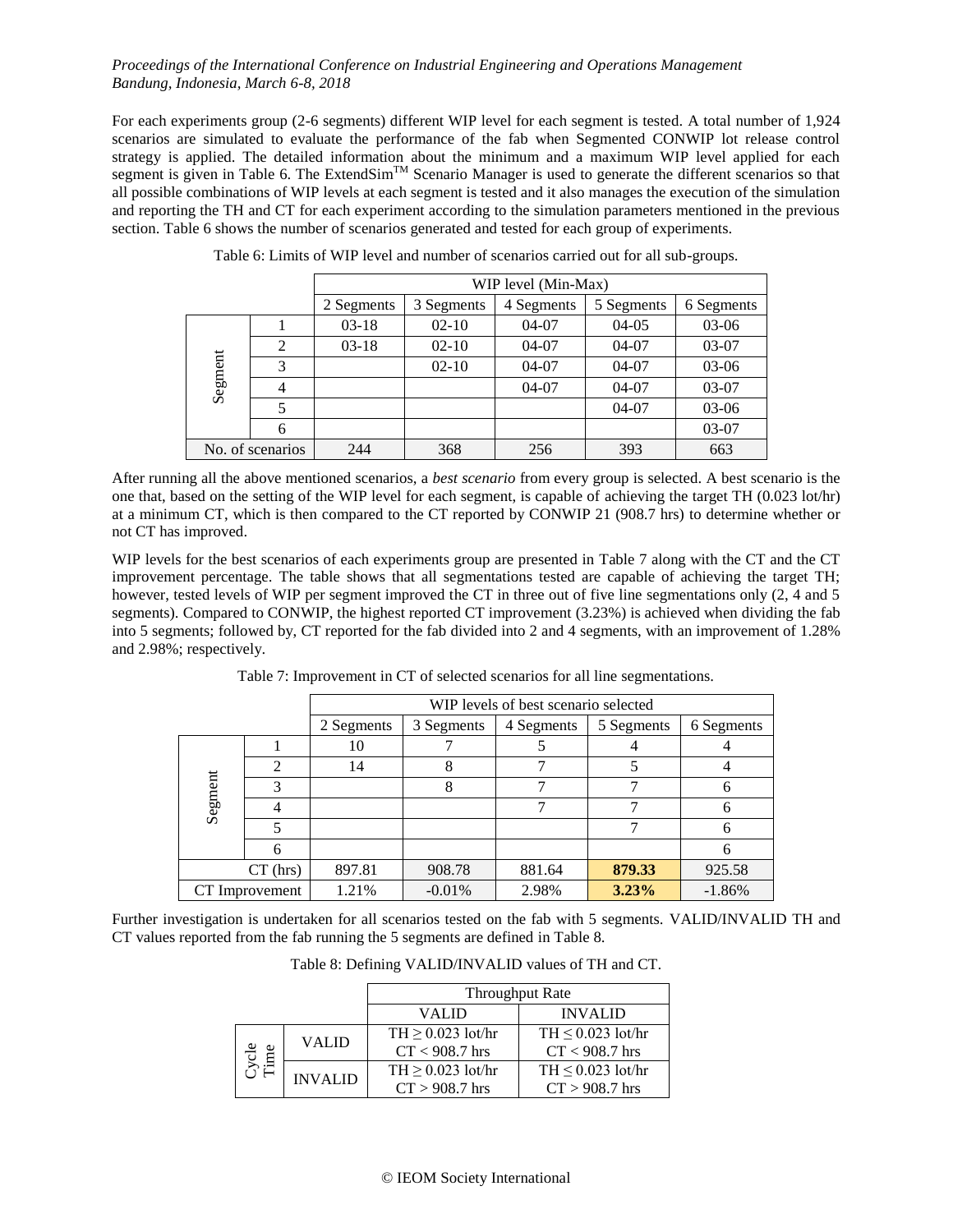For each experiments group (2-6 segments) different WIP level for each segment is tested. A total number of 1,924 scenarios are simulated to evaluate the performance of the fab when Segmented CONWIP lot release control strategy is applied. The detailed information about the minimum and a maximum WIP level applied for each segment is given in Table 6. The ExtendSim™ Scenario Manager is used to generate the different scenarios so that all possible combinations of WIP levels at each segment is tested and it also manages the execution of the simulation and reporting the TH and CT for each experiment according to the simulation parameters mentioned in the previous section. Table 6 shows the number of scenarios generated and tested for each group of experiments.

Table 6: Limits of WIP level and number of scenarios carried out for all sub-groups.

| | | WIP level (Min-Max) | | | | |
|---|---|---|---|---|---|---|
| | | 2 Segments | 3 Segments | 4 Segments | 5 Segments | 6 Segments |
| Segment | 1 | 03-18 | 02-10 | 04-07 | 04-05 | 03-06 |
| | 2 | 03-18 | 02-10 | 04-07 | 04-07 | 03-07 |
| | 3 | | 02-10 | 04-07 | 04-07 | 03-06 |
| | 4 | | | 04-07 | 04-07 | 03-07 |
| | 5 | | | | 04-07 | 03-06 |
| | 6 | | | | | 03-07 |
| No. of scenarios | | 244 | 368 | 256 | 393 | 663 |

After running all the above mentioned scenarios, a *best scenario* from every group is selected. A best scenario is the one that, based on the setting of the WIP level for each segment, is capable of achieving the target TH (0.023 lot/hr) at a minimum CT, which is then compared to the CT reported by CONWIP 21 (908.7 hrs) to determine whether or not CT has improved.

WIP levels for the best scenarios of each experiments group are presented in Table 7 along with the CT and the CT improvement percentage. The table shows that all segmentations tested are capable of achieving the target TH; however, tested levels of WIP per segment improved the CT in three out of five line segmentations only (2, 4 and 5 segments). Compared to CONWIP, the highest reported CT improvement (3.23%) is achieved when dividing the fab into 5 segments; followed by, CT reported for the fab divided into 2 and 4 segments, with an improvement of 1.28% and 2.98%; respectively.

Table 7: Improvement in CT of selected scenarios for all line segmentations.

| | | WIP levels of best scenario selected | | | | |
|---|---|---|---|---|---|---|
| | | 2 Segments | 3 Segments | 4 Segments | 5 Segments | 6 Segments |
| Segment | 1 | 10 | 7 | 5 | 4 | 4 |
| | 2 | 14 | 8 | 7 | 5 | 4 |
| | 3 | | 8 | 7 | 7 | 6 |
| | 4 | | | 7 | 7 | 6 |
| | 5 | | | | 7 | 6 |
| | 6 | | | | | 6 |
| CT (hrs) | | 897.81 | 908.78 | 881.64 | **879.33** | 925.58 |
| CT Improvement | | 1.21% | -0.01% | 2.98% | **3.23%** | -1.86% |

Further investigation is undertaken for all scenarios tested on the fab with 5 segments. VALID/INVALID TH and CT values reported from the fab running the 5 segments are defined in Table 8.

Table 8: Defining VALID/INVALID values of TH and CT.

| | | Throughput Rate | |
|---|---|---|---|
| | | VALID | INVALID |
| Cycle Time | VALID | TH ≥ 0.023 lot/hr<br>CT < 908.7 hrs | TH ≤ 0.023 lot/hr<br>CT < 908.7 hrs |
| | INVALID | TH ≥ 0.023 lot/hr<br>CT > 908.7 hrs | TH ≤ 0.023 lot/hr<br>CT > 908.7 hrs |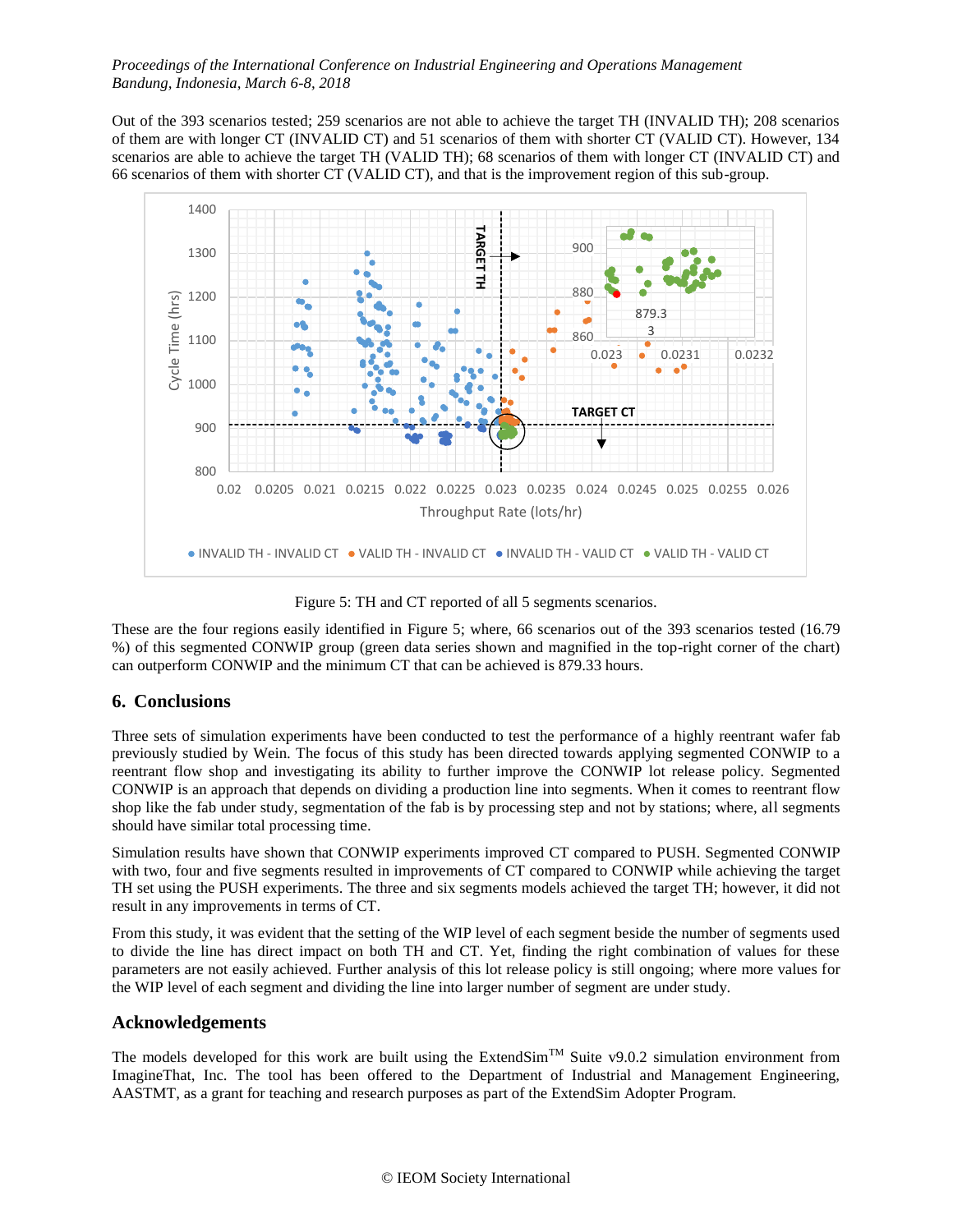Out of the 393 scenarios tested; 259 scenarios are not able to achieve the target TH (INVALID TH); 208 scenarios of them are with longer CT (INVALID CT) and 51 scenarios of them with shorter CT (VALID CT). However, 134 scenarios are able to achieve the target TH (VALID TH); 68 scenarios of them with longer CT (INVALID CT) and 66 scenarios of them with shorter CT (VALID CT), and that is the improvement region of this sub-group.

Figure 5: TH and CT reported of all 5 segments scenarios.

These are the four regions easily identified in Figure 5; where, 66 scenarios out of the 393 scenarios tested (16.79 %) of this segmented CONWIP group (green data series shown and magnified in the top-right corner of the chart) can outperform CONWIP and the minimum CT that can be achieved is 879.33 hours.

## 6. Conclusions

Three sets of simulation experiments have been conducted to test the performance of a highly reentrant wafer fab previously studied by Wein. The focus of this study has been directed towards applying segmented CONWIP to a reentrant flow shop and investigating its ability to further improve the CONWIP lot release policy. Segmented CONWIP is an approach that depends on dividing a production line into segments. When it comes to reentrant flow shop like the fab under study, segmentation of the fab is by processing step and not by stations; where, all segments should have similar total processing time.

Simulation results have shown that CONWIP experiments improved CT compared to PUSH. Segmented CONWIP with two, four and five segments resulted in improvements of CT compared to CONWIP while achieving the target TH set using the PUSH experiments. The three and six segments models achieved the target TH; however, it did not result in any improvements in terms of CT.

From this study, it was evident that the setting of the WIP level of each segment beside the number of segments used to divide the line has direct impact on both TH and CT. Yet, finding the right combination of values for these parameters are not easily achieved. Further analysis of this lot release policy is still ongoing; where more values for the WIP level of each segment and dividing the line into larger number of segment are under study.

## Acknowledgements

The models developed for this work are built using the ExtendSim™ Suite v9.0.2 simulation environment from ImagineThat, Inc. The tool has been offered to the Department of Industrial and Management Engineering, AASTMT, as a grant for teaching and research purposes as part of the ExtendSim Adopter Program.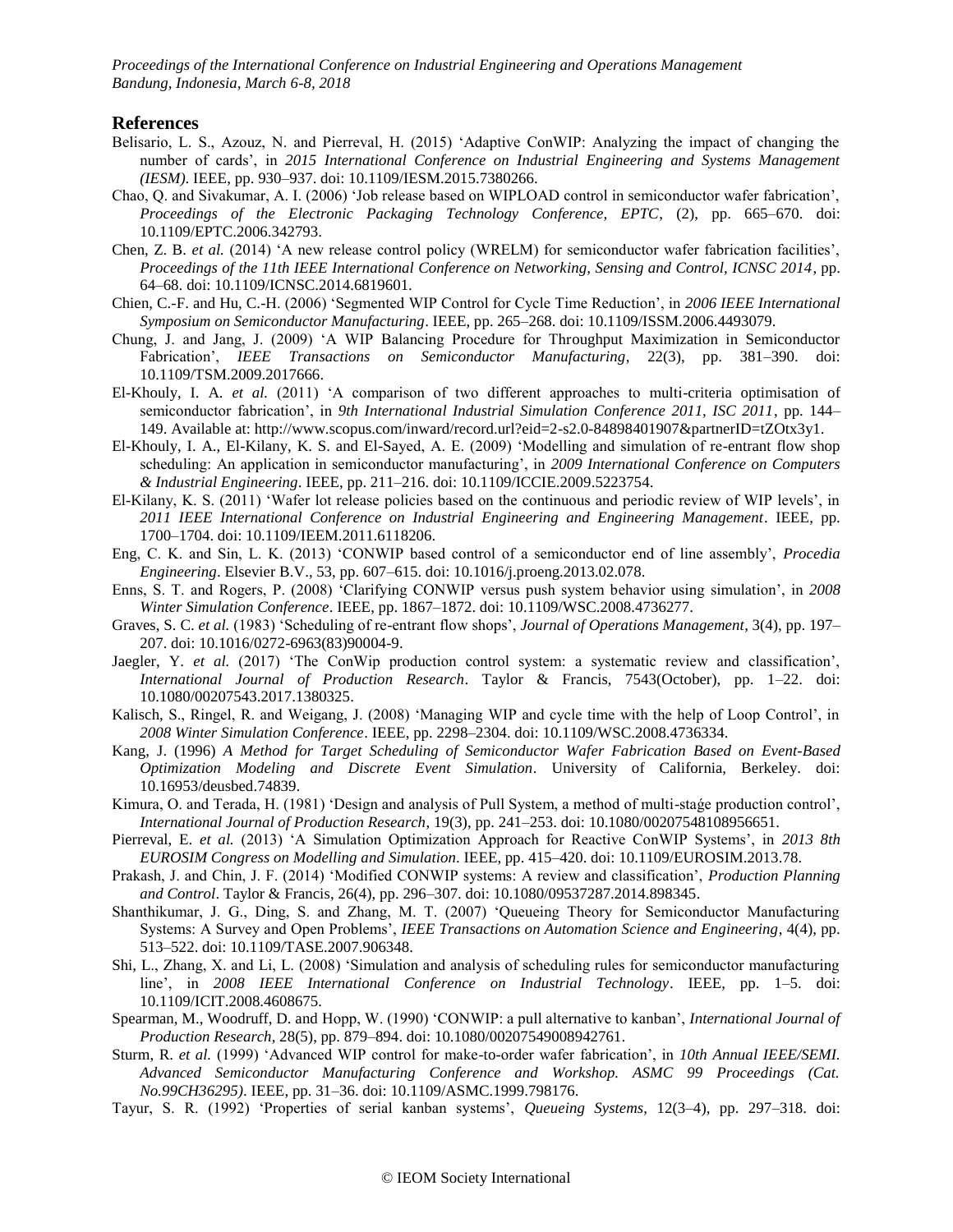## References

Belisario, L. S., Azouz, N. and Pierreval, H. (2015) 'Adaptive ConWIP: Analyzing the impact of changing the number of cards', in *2015 International Conference on Industrial Engineering and Systems Management (IESM)*. IEEE, pp. 930–937. doi: 10.1109/IESM.2015.7380266.

Chao, Q. and Sivakumar, A. I. (2006) 'Job release based on WIPLOAD control in semiconductor wafer fabrication', *Proceedings of the Electronic Packaging Technology Conference, EPTC*, (2), pp. 665–670. doi: 10.1109/EPTC.2006.342793.

Chen, Z. B. *et al.* (2014) 'A new release control policy (WRELM) for semiconductor wafer fabrication facilities', *Proceedings of the 11th IEEE International Conference on Networking, Sensing and Control, ICNSC 2014*, pp. 64–68. doi: 10.1109/ICNSC.2014.6819601.

Chien, C.-F. and Hu, C.-H. (2006) 'Segmented WIP Control for Cycle Time Reduction', in *2006 IEEE International Symposium on Semiconductor Manufacturing*. IEEE, pp. 265–268. doi: 10.1109/ISSM.2006.4493079.

Chung, J. and Jang, J. (2009) 'A WIP Balancing Procedure for Throughput Maximization in Semiconductor Fabrication', *IEEE Transactions on Semiconductor Manufacturing*, 22(3), pp. 381–390. doi: 10.1109/TSM.2009.2017666.

El-Khouly, I. A. *et al.* (2011) 'A comparison of two different approaches to multi-criteria optimisation of semiconductor fabrication', in *9th International Industrial Simulation Conference 2011, ISC 2011*, pp. 144–149. Available at: http://www.scopus.com/inward/record.url?eid=2-s2.0-84898401907&partnerID=tZOtx3y1.

El-Khouly, I. A., El-Kilany, K. S. and El-Sayed, A. E. (2009) 'Modelling and simulation of re-entrant flow shop scheduling: An application in semiconductor manufacturing', in *2009 International Conference on Computers & Industrial Engineering*. IEEE, pp. 211–216. doi: 10.1109/ICCIE.2009.5223754.

El-Kilany, K. S. (2011) 'Wafer lot release policies based on the continuous and periodic review of WIP levels', in *2011 IEEE International Conference on Industrial Engineering and Engineering Management*. IEEE, pp. 1700–1704. doi: 10.1109/IEEM.2011.6118206.

Eng, C. K. and Sin, L. K. (2013) 'CONWIP based control of a semiconductor end of line assembly', *Procedia Engineering*. Elsevier B.V., 53, pp. 607–615. doi: 10.1016/j.proeng.2013.02.078.

Enns, S. T. and Rogers, P. (2008) 'Clarifying CONWIP versus push system behavior using simulation', in *2008 Winter Simulation Conference*. IEEE, pp. 1867–1872. doi: 10.1109/WSC.2008.4736277.

Graves, S. C. *et al.* (1983) 'Scheduling of re-entrant flow shops', *Journal of Operations Management*, 3(4), pp. 197–207. doi: 10.1016/0272-6963(83)90004-9.

Jaegler, Y. *et al.* (2017) 'The ConWip production control system: a systematic review and classification', *International Journal of Production Research*. Taylor & Francis, 7543(October), pp. 1–22. doi: 10.1080/00207543.2017.1380325.

Kalisch, S., Ringel, R. and Weigang, J. (2008) 'Managing WIP and cycle time with the help of Loop Control', in *2008 Winter Simulation Conference*. IEEE, pp. 2298–2304. doi: 10.1109/WSC.2008.4736334.

Kang, J. (1996) *A Method for Target Scheduling of Semiconductor Wafer Fabrication Based on Event-Based Optimization Modeling and Discrete Event Simulation*. University of California, Berkeley. doi: 10.16953/deusbed.74839.

Kimura, O. and Terada, H. (1981) 'Design and analysis of Pull System, a method of multi-staǵe production control', *International Journal of Production Research*, 19(3), pp. 241–253. doi: 10.1080/00207548108956651.

Pierreval, E. *et al.* (2013) 'A Simulation Optimization Approach for Reactive ConWIP Systems', in *2013 8th EUROSIM Congress on Modelling and Simulation*. IEEE, pp. 415–420. doi: 10.1109/EUROSIM.2013.78.

Prakash, J. and Chin, J. F. (2014) 'Modified CONWIP systems: A review and classification', *Production Planning and Control*. Taylor & Francis, 26(4), pp. 296–307. doi: 10.1080/09537287.2014.898345.

Shanthikumar, J. G., Ding, S. and Zhang, M. T. (2007) 'Queueing Theory for Semiconductor Manufacturing Systems: A Survey and Open Problems', *IEEE Transactions on Automation Science and Engineering*, 4(4), pp. 513–522. doi: 10.1109/TASE.2007.906348.

Shi, L., Zhang, X. and Li, L. (2008) 'Simulation and analysis of scheduling rules for semiconductor manufacturing line', in *2008 IEEE International Conference on Industrial Technology*. IEEE, pp. 1–5. doi: 10.1109/ICIT.2008.4608675.

Spearman, M., Woodruff, D. and Hopp, W. (1990) 'CONWIP: a pull alternative to kanban', *International Journal of Production Research*, 28(5), pp. 879–894. doi: 10.1080/00207549008942761.

Sturm, R. *et al.* (1999) 'Advanced WIP control for make-to-order wafer fabrication', in *10th Annual IEEE/SEMI. Advanced Semiconductor Manufacturing Conference and Workshop. ASMC 99 Proceedings (Cat. No.99CH36295)*. IEEE, pp. 31–36. doi: 10.1109/ASMC.1999.798176.

Tayur, S. R. (1992) 'Properties of serial kanban systems', *Queueing Systems*, 12(3–4), pp. 297–318. doi: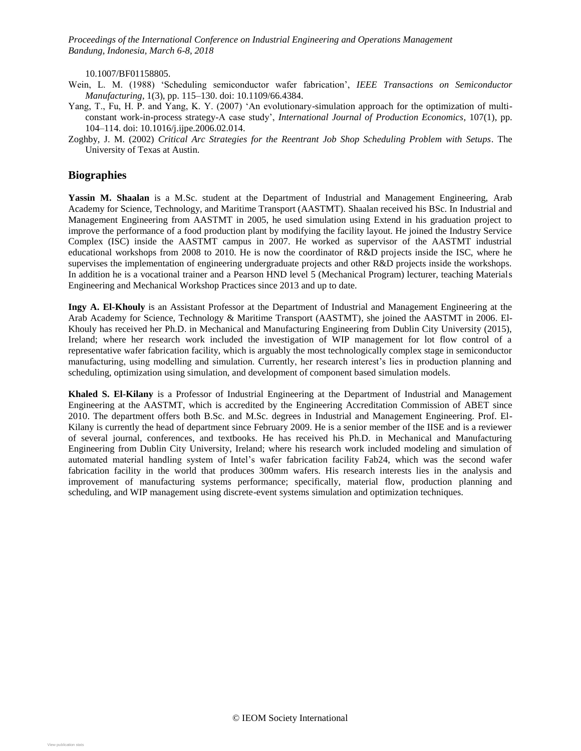10.1007/BF01158805.

Wein, L. M. (1988) 'Scheduling semiconductor wafer fabrication', *IEEE Transactions on Semiconductor Manufacturing*, 1(3), pp. 115–130. doi: 10.1109/66.4384.

Yang, T., Fu, H. P. and Yang, K. Y. (2007) 'An evolutionary-simulation approach for the optimization of multi-constant work-in-process strategy-A case study', *International Journal of Production Economics*, 107(1), pp. 104–114. doi: 10.1016/j.ijpe.2006.02.014.

Zoghby, J. M. (2002) *Critical Arc Strategies for the Reentrant Job Shop Scheduling Problem with Setups*. The University of Texas at Austin.

## Biographies

**Yassin M. Shaalan** is a M.Sc. student at the Department of Industrial and Management Engineering, Arab Academy for Science, Technology, and Maritime Transport (AASTMT). Shaalan received his BSc. In Industrial and Management Engineering from AASTMT in 2005, he used simulation using Extend in his graduation project to improve the performance of a food production plant by modifying the facility layout. He joined the Industry Service Complex (ISC) inside the AASTMT campus in 2007. He worked as supervisor of the AASTMT industrial educational workshops from 2008 to 2010. He is now the coordinator of R&D projects inside the ISC, where he supervises the implementation of engineering undergraduate projects and other R&D projects inside the workshops. In addition he is a vocational trainer and a Pearson HND level 5 (Mechanical Program) lecturer, teaching Materials Engineering and Mechanical Workshop Practices since 2013 and up to date.

**Ingy A. El-Khouly** is an Assistant Professor at the Department of Industrial and Management Engineering at the Arab Academy for Science, Technology & Maritime Transport (AASTMT), she joined the AASTMT in 2006. El-Khouly has received her Ph.D. in Mechanical and Manufacturing Engineering from Dublin City University (2015), Ireland; where her research work included the investigation of WIP management for lot flow control of a representative wafer fabrication facility, which is arguably the most technologically complex stage in semiconductor manufacturing, using modelling and simulation. Currently, her research interest's lies in production planning and scheduling, optimization using simulation, and development of component based simulation models.

**Khaled S. El-Kilany** is a Professor of Industrial Engineering at the Department of Industrial and Management Engineering at the AASTMT, which is accredited by the Engineering Accreditation Commission of ABET since 2010. The department offers both B.Sc. and M.Sc. degrees in Industrial and Management Engineering. Prof. El-Kilany is currently the head of department since February 2009. He is a senior member of the IISE and is a reviewer of several journal, conferences, and textbooks. He has received his Ph.D. in Mechanical and Manufacturing Engineering from Dublin City University, Ireland; where his research work included modeling and simulation of automated material handling system of Intel's wafer fabrication facility Fab24, which was the second wafer fabrication facility in the world that produces 300mm wafers. His research interests lies in the analysis and improvement of manufacturing systems performance; specifically, material flow, production planning and scheduling, and WIP management using discrete-event systems simulation and optimization techniques.